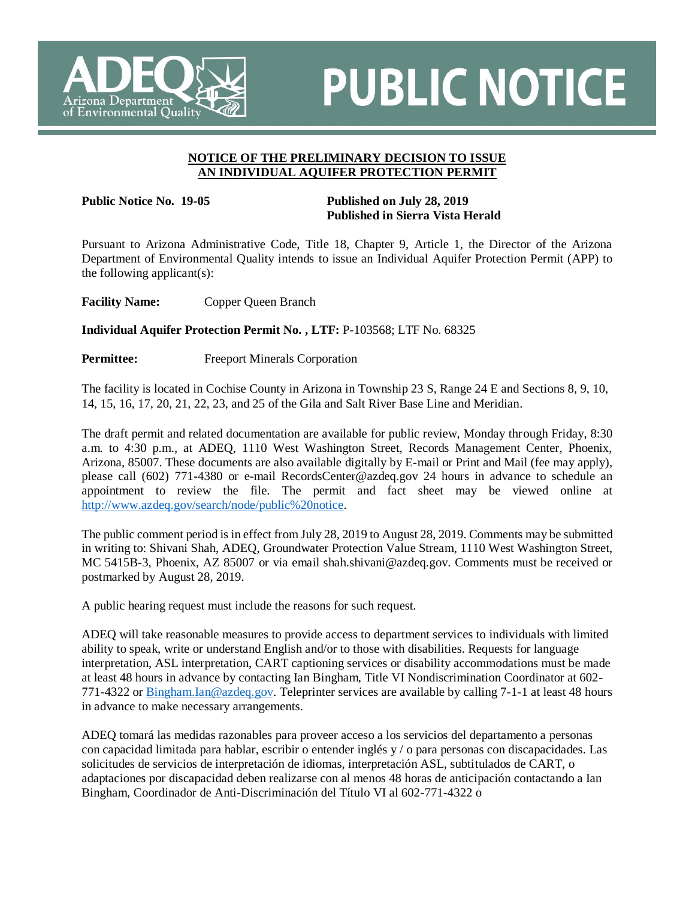# ADEQ Arizona Department of Environmental Quality — PUBLIC NOTICE

## NOTICE OF THE PRELIMINARY DECISION TO ISSUE AN INDIVIDUAL AQUIFER PROTECTION PERMIT

**Public Notice No. 19-05**

**Published on July 28, 2019**
**Published in Sierra Vista Herald**

Pursuant to Arizona Administrative Code, Title 18, Chapter 9, Article 1, the Director of the Arizona Department of Environmental Quality intends to issue an Individual Aquifer Protection Permit (APP) to the following applicant(s):

**Facility Name:** Copper Queen Branch

**Individual Aquifer Protection Permit No. , LTF:** P-103568; LTF No. 68325

**Permittee:** Freeport Minerals Corporation

The facility is located in Cochise County in Arizona in Township 23 S, Range 24 E and Sections 8, 9, 10, 14, 15, 16, 17, 20, 21, 22, 23, and 25 of the Gila and Salt River Base Line and Meridian.

The draft permit and related documentation are available for public review, Monday through Friday, 8:30 a.m. to 4:30 p.m., at ADEQ, 1110 West Washington Street, Records Management Center, Phoenix, Arizona, 85007. These documents are also available digitally by E-mail or Print and Mail (fee may apply), please call (602) 771-4380 or e-mail RecordsCenter@azdeq.gov 24 hours in advance to schedule an appointment to review the file. The permit and fact sheet may be viewed online at http://www.azdeq.gov/search/node/public%20notice.

The public comment period is in effect from July 28, 2019 to August 28, 2019. Comments may be submitted in writing to: Shivani Shah, ADEQ, Groundwater Protection Value Stream, 1110 West Washington Street, MC 5415B-3, Phoenix, AZ 85007 or via email shah.shivani@azdeq.gov. Comments must be received or postmarked by August 28, 2019.

A public hearing request must include the reasons for such request.

ADEQ will take reasonable measures to provide access to department services to individuals with limited ability to speak, write or understand English and/or to those with disabilities. Requests for language interpretation, ASL interpretation, CART captioning services or disability accommodations must be made at least 48 hours in advance by contacting Ian Bingham, Title VI Nondiscrimination Coordinator at 602-771-4322 or Bingham.Ian@azdeq.gov. Teleprinter services are available by calling 7-1-1 at least 48 hours in advance to make necessary arrangements.

ADEQ tomará las medidas razonables para proveer acceso a los servicios del departamento a personas con capacidad limitada para hablar, escribir o entender inglés y / o para personas con discapacidades. Las solicitudes de servicios de interpretación de idiomas, interpretación ASL, subtitulados de CART, o adaptaciones por discapacidad deben realizarse con al menos 48 horas de anticipación contactando a Ian Bingham, Coordinador de Anti-Discriminación del Título VI al 602-771-4322 o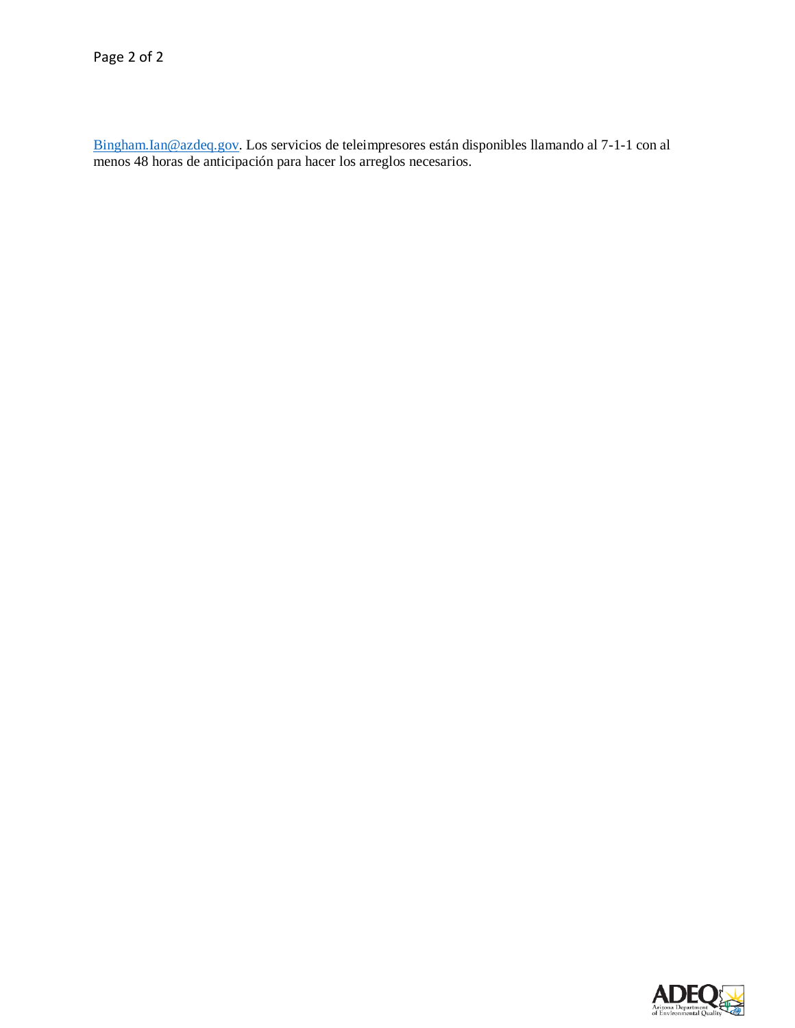Bingham.Ian@azdeq.gov. Los servicios de teleimpresores están disponibles llamando al 7-1-1 con al menos 48 horas de anticipación para hacer los arreglos necesarios.